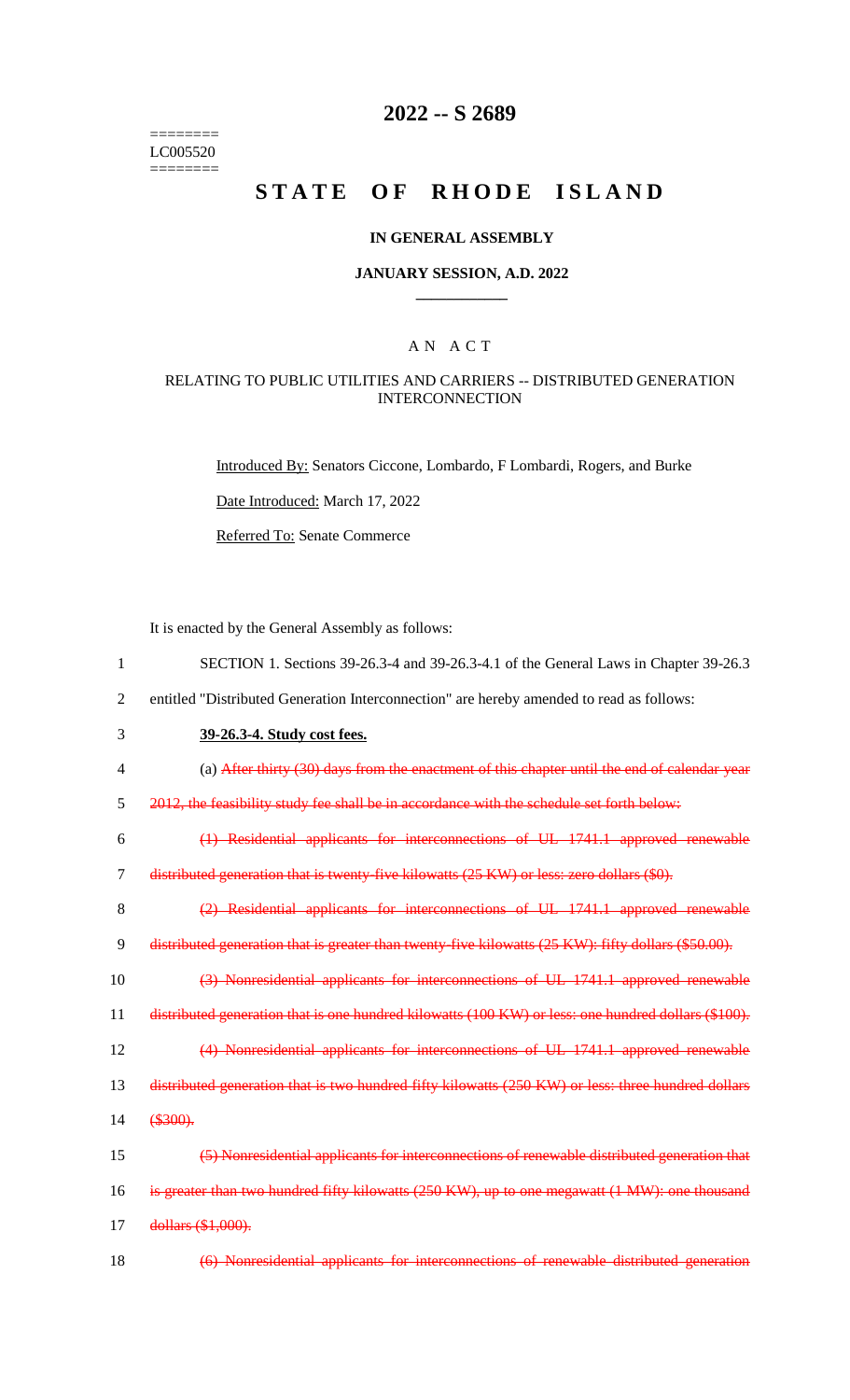# 2022 -- S 2689

========
LC005520
========

# STATE OF RHODE ISLAND

## IN GENERAL ASSEMBLY

### JANUARY SESSION, A.D. 2022

____________

## A N A C T

### RELATING TO PUBLIC UTILITIES AND CARRIERS -- DISTRIBUTED GENERATION INTERCONNECTION

Introduced By: Senators Ciccone, Lombardo, F Lombardi, Rogers, and Burke

Date Introduced: March 17, 2022

Referred To: Senate Commerce

It is enacted by the General Assembly as follows:

1 SECTION 1. Sections 39-26.3-4 and 39-26.3-4.1 of the General Laws in Chapter 39-26.3
2 entitled "Distributed Generation Interconnection" are hereby amended to read as follows:

3 **39-26.3-4. Study cost fees.**

4 (a) ~~After thirty (30) days from the enactment of this chapter until the end of calendar year~~
5 ~~2012, the feasibility study fee shall be in accordance with the schedule set forth below:~~

6 ~~(1) Residential applicants for interconnections of UL 1741.1 approved renewable~~
7 ~~distributed generation that is twenty-five kilowatts (25 KW) or less: zero dollars ($0).~~

8 ~~(2) Residential applicants for interconnections of UL 1741.1 approved renewable~~
9 ~~distributed generation that is greater than twenty-five kilowatts (25 KW): fifty dollars ($50.00).~~

10 ~~(3) Nonresidential applicants for interconnections of UL 1741.1 approved renewable~~
11 ~~distributed generation that is one hundred kilowatts (100 KW) or less: one hundred dollars ($100).~~

12 ~~(4) Nonresidential applicants for interconnections of UL 1741.1 approved renewable~~
13 ~~distributed generation that is two hundred fifty kilowatts (250 KW) or less: three hundred dollars~~
14 ~~($300).~~

15 ~~(5) Nonresidential applicants for interconnections of renewable distributed generation that~~
16 ~~is greater than two hundred fifty kilowatts (250 KW), up to one megawatt (1 MW): one thousand~~
17 ~~dollars ($1,000).~~

18 ~~(6) Nonresidential applicants for interconnections of renewable distributed generation~~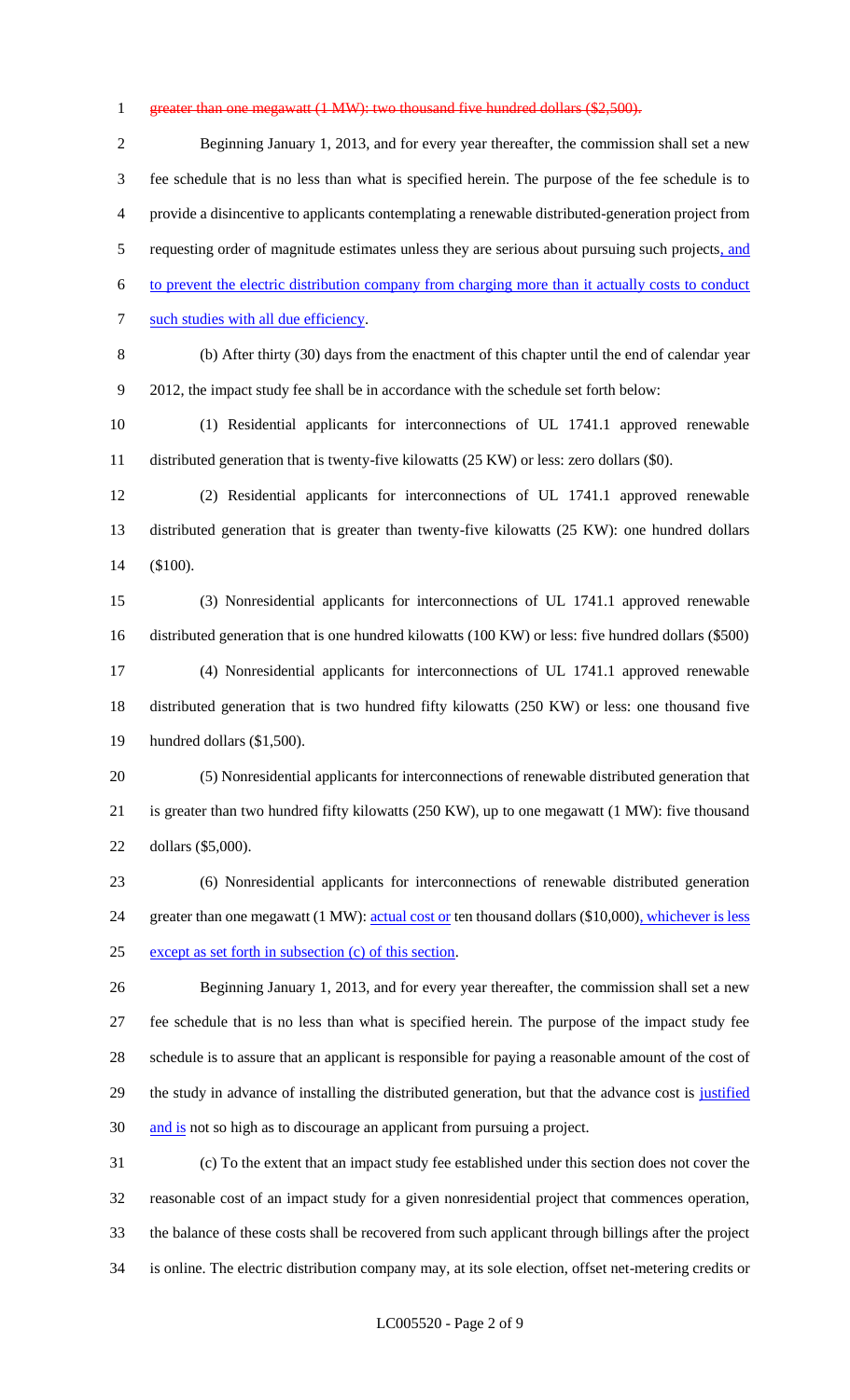greater than one megawatt (1 MW): two thousand five hundred dollars ($2,500).

Beginning January 1, 2013, and for every year thereafter, the commission shall set a new fee schedule that is no less than what is specified herein. The purpose of the fee schedule is to provide a disincentive to applicants contemplating a renewable distributed-generation project from requesting order of magnitude estimates unless they are serious about pursuing such projects, and to prevent the electric distribution company from charging more than it actually costs to conduct such studies with all due efficiency.

(b) After thirty (30) days from the enactment of this chapter until the end of calendar year 2012, the impact study fee shall be in accordance with the schedule set forth below:

(1) Residential applicants for interconnections of UL 1741.1 approved renewable distributed generation that is twenty-five kilowatts (25 KW) or less: zero dollars ($0).

(2) Residential applicants for interconnections of UL 1741.1 approved renewable distributed generation that is greater than twenty-five kilowatts (25 KW): one hundred dollars ($100).

(3) Nonresidential applicants for interconnections of UL 1741.1 approved renewable distributed generation that is one hundred kilowatts (100 KW) or less: five hundred dollars ($500)

(4) Nonresidential applicants for interconnections of UL 1741.1 approved renewable distributed generation that is two hundred fifty kilowatts (250 KW) or less: one thousand five hundred dollars ($1,500).

(5) Nonresidential applicants for interconnections of renewable distributed generation that is greater than two hundred fifty kilowatts (250 KW), up to one megawatt (1 MW): five thousand dollars ($5,000).

(6) Nonresidential applicants for interconnections of renewable distributed generation greater than one megawatt (1 MW): actual cost or ten thousand dollars ($10,000), whichever is less except as set forth in subsection (c) of this section.

Beginning January 1, 2013, and for every year thereafter, the commission shall set a new fee schedule that is no less than what is specified herein. The purpose of the impact study fee schedule is to assure that an applicant is responsible for paying a reasonable amount of the cost of the study in advance of installing the distributed generation, but that the advance cost is justified and is not so high as to discourage an applicant from pursuing a project.

(c) To the extent that an impact study fee established under this section does not cover the reasonable cost of an impact study for a given nonresidential project that commences operation, the balance of these costs shall be recovered from such applicant through billings after the project is online. The electric distribution company may, at its sole election, offset net-metering credits or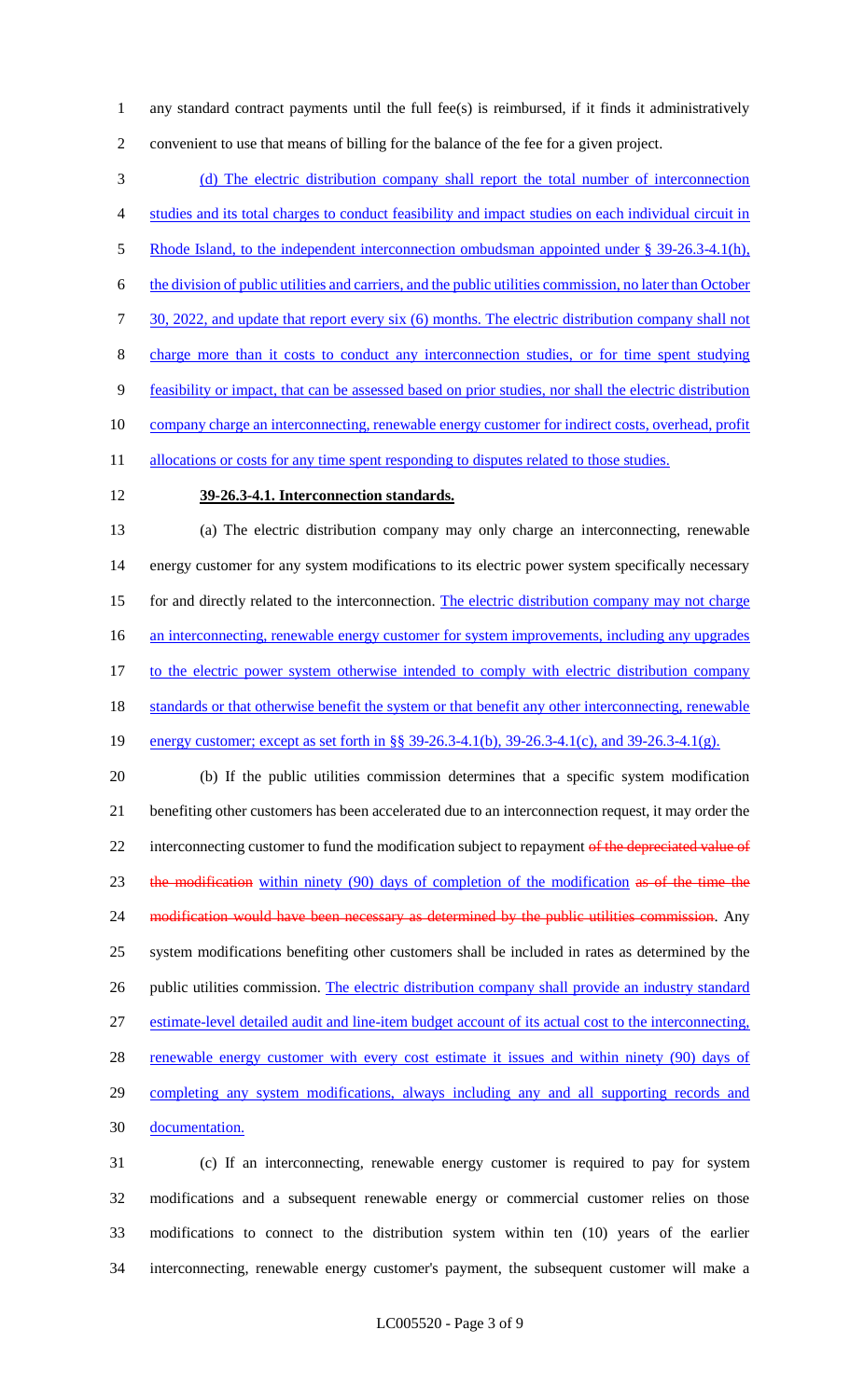any standard contract payments until the full fee(s) is reimbursed, if it finds it administratively convenient to use that means of billing for the balance of the fee for a given project.

(d) The electric distribution company shall report the total number of interconnection studies and its total charges to conduct feasibility and impact studies on each individual circuit in Rhode Island, to the independent interconnection ombudsman appointed under § 39-26.3-4.1(h), the division of public utilities and carriers, and the public utilities commission, no later than October 30, 2022, and update that report every six (6) months. The electric distribution company shall not charge more than it costs to conduct any interconnection studies, or for time spent studying feasibility or impact, that can be assessed based on prior studies, nor shall the electric distribution company charge an interconnecting, renewable energy customer for indirect costs, overhead, profit allocations or costs for any time spent responding to disputes related to those studies.

**39-26.3-4.1. Interconnection standards.**

(a) The electric distribution company may only charge an interconnecting, renewable energy customer for any system modifications to its electric power system specifically necessary for and directly related to the interconnection. The electric distribution company may not charge an interconnecting, renewable energy customer for system improvements, including any upgrades to the electric power system otherwise intended to comply with electric distribution company standards or that otherwise benefit the system or that benefit any other interconnecting, renewable energy customer; except as set forth in §§ 39-26.3-4.1(b), 39-26.3-4.1(c), and 39-26.3-4.1(g).

(b) If the public utilities commission determines that a specific system modification benefiting other customers has been accelerated due to an interconnection request, it may order the interconnecting customer to fund the modification subject to repayment ~~of the depreciated value of the modification~~ within ninety (90) days of completion of the modification ~~as of the time the modification would have been necessary as determined by the public utilities commission~~. Any system modifications benefiting other customers shall be included in rates as determined by the public utilities commission. The electric distribution company shall provide an industry standard estimate-level detailed audit and line-item budget account of its actual cost to the interconnecting, renewable energy customer with every cost estimate it issues and within ninety (90) days of completing any system modifications, always including any and all supporting records and documentation.

(c) If an interconnecting, renewable energy customer is required to pay for system modifications and a subsequent renewable energy or commercial customer relies on those modifications to connect to the distribution system within ten (10) years of the earlier interconnecting, renewable energy customer's payment, the subsequent customer will make a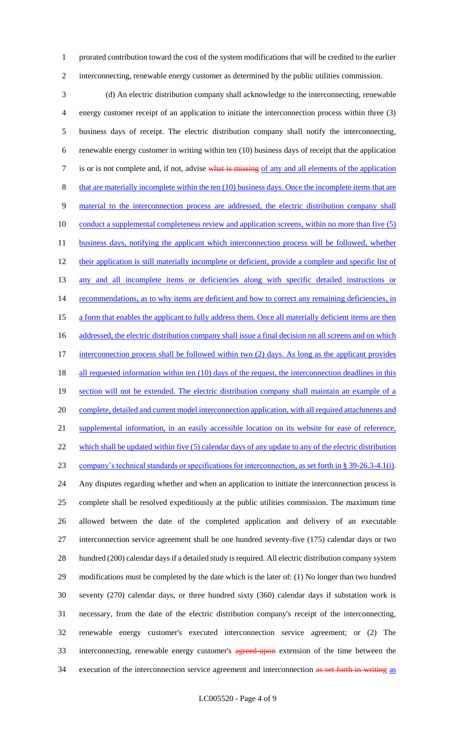prorated contribution toward the cost of the system modifications that will be credited to the earlier interconnecting, renewable energy customer as determined by the public utilities commission.

(d) An electric distribution company shall acknowledge to the interconnecting, renewable energy customer receipt of an application to initiate the interconnection process within three (3) business days of receipt. The electric distribution company shall notify the interconnecting, renewable energy customer in writing within ten (10) business days of receipt that the application is or is not complete and, if not, advise ~~what is missing~~ of any and all elements of the application that are materially incomplete within the ten (10) business days. Once the incomplete items that are material to the interconnection process are addressed, the electric distribution company shall conduct a supplemental completeness review and application screens, within no more than five (5) business days, notifying the applicant which interconnection process will be followed, whether their application is still materially incomplete or deficient, provide a complete and specific list of any and all incomplete items or deficiencies along with specific detailed instructions or recommendations, as to why items are deficient and how to correct any remaining deficiencies, in a form that enables the applicant to fully address them. Once all materially deficient items are then addressed, the electric distribution company shall issue a final decision on all screens and on which interconnection process shall be followed within two (2) days. As long as the applicant provides all requested information within ten (10) days of the request, the interconnection deadlines in this section will not be extended. The electric distribution company shall maintain an example of a complete, detailed and current model interconnection application, with all required attachments and supplemental information, in an easily accessible location on its website for ease of reference, which shall be updated within five (5) calendar days of any update to any of the electric distribution company's technical standards or specifications for interconnection, as set forth in § 39-26.3-4.1(i). Any disputes regarding whether and when an application to initiate the interconnection process is complete shall be resolved expeditiously at the public utilities commission. The maximum time allowed between the date of the completed application and delivery of an executable interconnection service agreement shall be one hundred seventy-five (175) calendar days or two hundred (200) calendar days if a detailed study is required. All electric distribution company system modifications must be completed by the date which is the later of: (1) No longer than two hundred seventy (270) calendar days, or three hundred sixty (360) calendar days if substation work is necessary, from the date of the electric distribution company's receipt of the interconnecting, renewable energy customer's executed interconnection service agreement; or (2) The interconnecting, renewable energy customer's ~~agreed-upon~~ extension of the time between the execution of the interconnection service agreement and interconnection ~~as set forth in writing~~ as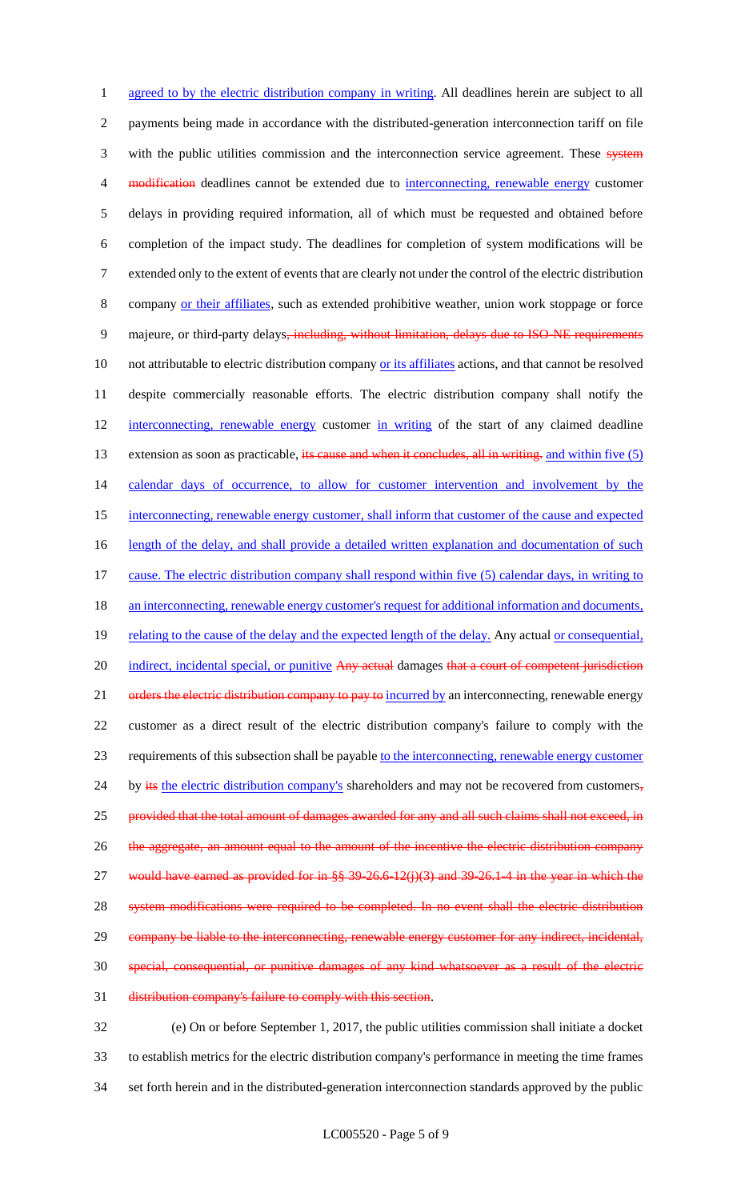agreed to by the electric distribution company in writing. All deadlines herein are subject to all payments being made in accordance with the distributed-generation interconnection tariff on file with the public utilities commission and the interconnection service agreement. These system modification deadlines cannot be extended due to interconnecting, renewable energy customer delays in providing required information, all of which must be requested and obtained before completion of the impact study. The deadlines for completion of system modifications will be extended only to the extent of events that are clearly not under the control of the electric distribution company or their affiliates, such as extended prohibitive weather, union work stoppage or force majeure, or third-party delays, including, without limitation, delays due to ISO-NE requirements not attributable to electric distribution company or its affiliates actions, and that cannot be resolved despite commercially reasonable efforts. The electric distribution company shall notify the interconnecting, renewable energy customer in writing of the start of any claimed deadline extension as soon as practicable, its cause and when it concludes, all in writing. and within five (5) calendar days of occurrence, to allow for customer intervention and involvement by the interconnecting, renewable energy customer, shall inform that customer of the cause and expected length of the delay, and shall provide a detailed written explanation and documentation of such cause. The electric distribution company shall respond within five (5) calendar days, in writing to an interconnecting, renewable energy customer's request for additional information and documents, relating to the cause of the delay and the expected length of the delay. Any actual or consequential, indirect, incidental special, or punitive Any actual damages that a court of competent jurisdiction orders the electric distribution company to pay to incurred by an interconnecting, renewable energy customer as a direct result of the electric distribution company's failure to comply with the requirements of this subsection shall be payable to the interconnecting, renewable energy customer by its the electric distribution company's shareholders and may not be recovered from customers, provided that the total amount of damages awarded for any and all such claims shall not exceed, in the aggregate, an amount equal to the amount of the incentive the electric distribution company would have earned as provided for in §§ 39-26.6-12(j)(3) and 39-26.1-4 in the year in which the system modifications were required to be completed. In no event shall the electric distribution company be liable to the interconnecting, renewable energy customer for any indirect, incidental, special, consequential, or punitive damages of any kind whatsoever as a result of the electric distribution company's failure to comply with this section.

(e) On or before September 1, 2017, the public utilities commission shall initiate a docket to establish metrics for the electric distribution company's performance in meeting the time frames set forth herein and in the distributed-generation interconnection standards approved by the public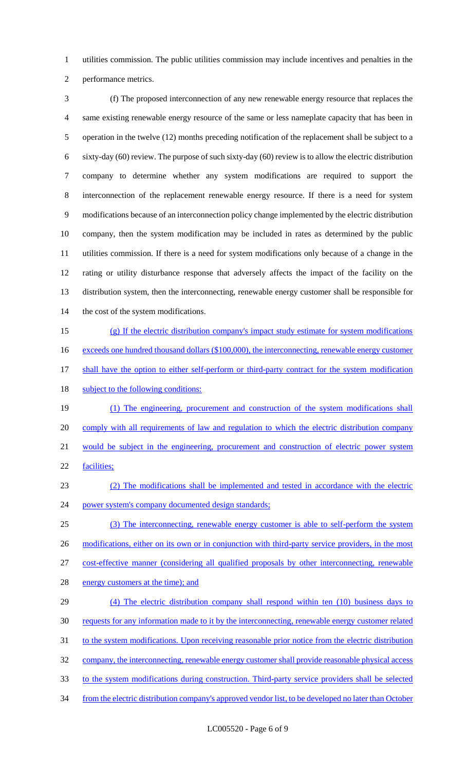utilities commission. The public utilities commission may include incentives and penalties in the performance metrics.

(f) The proposed interconnection of any new renewable energy resource that replaces the same existing renewable energy resource of the same or less nameplate capacity that has been in operation in the twelve (12) months preceding notification of the replacement shall be subject to a sixty-day (60) review. The purpose of such sixty-day (60) review is to allow the electric distribution company to determine whether any system modifications are required to support the interconnection of the replacement renewable energy resource. If there is a need for system modifications because of an interconnection policy change implemented by the electric distribution company, then the system modification may be included in rates as determined by the public utilities commission. If there is a need for system modifications only because of a change in the rating or utility disturbance response that adversely affects the impact of the facility on the distribution system, then the interconnecting, renewable energy customer shall be responsible for the cost of the system modifications.

(g) If the electric distribution company's impact study estimate for system modifications exceeds one hundred thousand dollars ($100,000), the interconnecting, renewable energy customer shall have the option to either self-perform or third-party contract for the system modification subject to the following conditions:

(1) The engineering, procurement and construction of the system modifications shall comply with all requirements of law and regulation to which the electric distribution company would be subject in the engineering, procurement and construction of electric power system facilities;

(2) The modifications shall be implemented and tested in accordance with the electric power system's company documented design standards;

(3) The interconnecting, renewable energy customer is able to self-perform the system modifications, either on its own or in conjunction with third-party service providers, in the most cost-effective manner (considering all qualified proposals by other interconnecting, renewable energy customers at the time); and

(4) The electric distribution company shall respond within ten (10) business days to requests for any information made to it by the interconnecting, renewable energy customer related to the system modifications. Upon receiving reasonable prior notice from the electric distribution company, the interconnecting, renewable energy customer shall provide reasonable physical access to the system modifications during construction. Third-party service providers shall be selected from the electric distribution company's approved vendor list, to be developed no later than October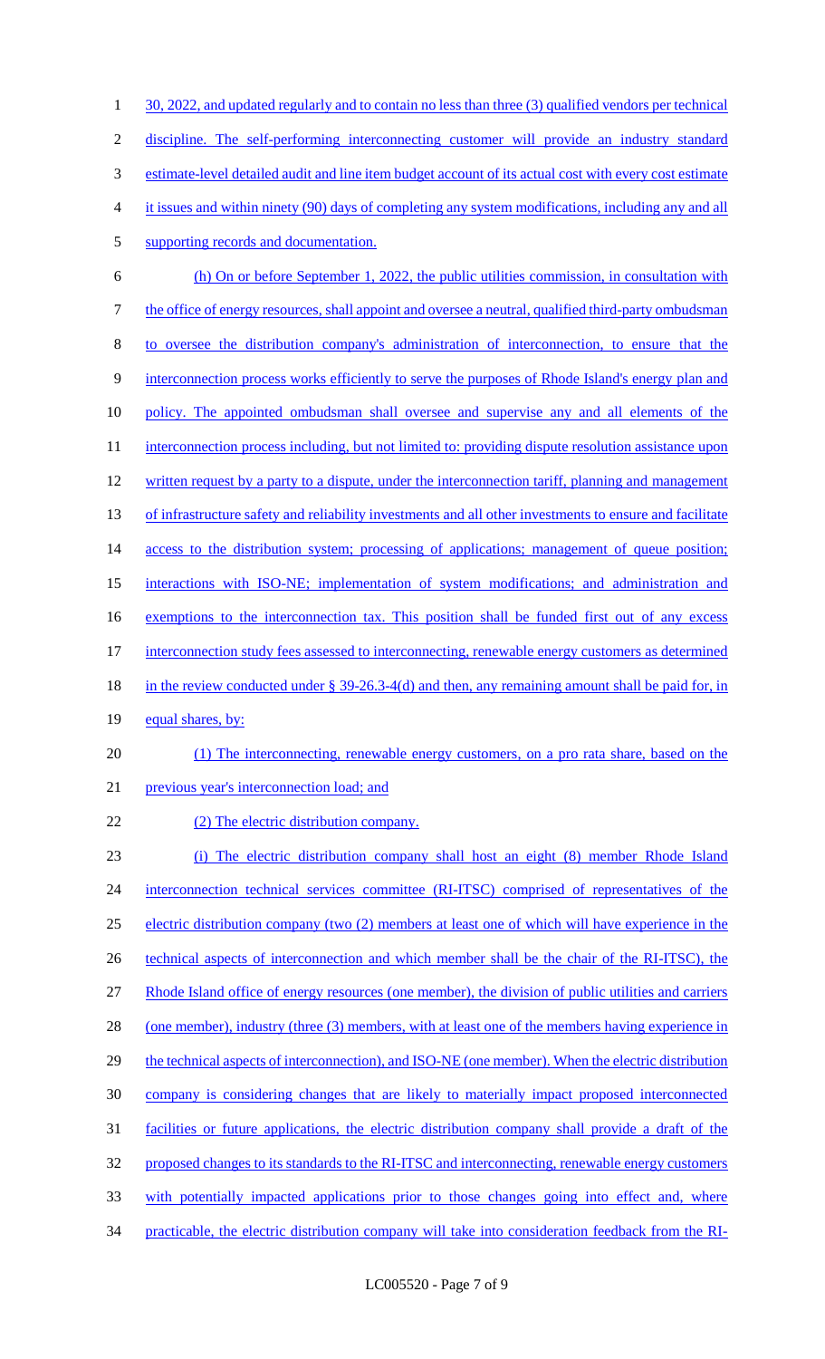30, 2022, and updated regularly and to contain no less than three (3) qualified vendors per technical discipline. The self-performing interconnecting customer will provide an industry standard estimate-level detailed audit and line item budget account of its actual cost with every cost estimate it issues and within ninety (90) days of completing any system modifications, including any and all supporting records and documentation.

(h) On or before September 1, 2022, the public utilities commission, in consultation with the office of energy resources, shall appoint and oversee a neutral, qualified third-party ombudsman to oversee the distribution company's administration of interconnection, to ensure that the interconnection process works efficiently to serve the purposes of Rhode Island's energy plan and policy. The appointed ombudsman shall oversee and supervise any and all elements of the interconnection process including, but not limited to: providing dispute resolution assistance upon written request by a party to a dispute, under the interconnection tariff, planning and management of infrastructure safety and reliability investments and all other investments to ensure and facilitate access to the distribution system; processing of applications; management of queue position; interactions with ISO-NE; implementation of system modifications; and administration and exemptions to the interconnection tax. This position shall be funded first out of any excess interconnection study fees assessed to interconnecting, renewable energy customers as determined in the review conducted under § 39-26.3-4(d) and then, any remaining amount shall be paid for, in equal shares, by:

(1) The interconnecting, renewable energy customers, on a pro rata share, based on the previous year's interconnection load; and

(2) The electric distribution company.

(i) The electric distribution company shall host an eight (8) member Rhode Island interconnection technical services committee (RI-ITSC) comprised of representatives of the electric distribution company (two (2) members at least one of which will have experience in the technical aspects of interconnection and which member shall be the chair of the RI-ITSC), the Rhode Island office of energy resources (one member), the division of public utilities and carriers (one member), industry (three (3) members, with at least one of the members having experience in the technical aspects of interconnection), and ISO-NE (one member). When the electric distribution company is considering changes that are likely to materially impact proposed interconnected facilities or future applications, the electric distribution company shall provide a draft of the proposed changes to its standards to the RI-ITSC and interconnecting, renewable energy customers with potentially impacted applications prior to those changes going into effect and, where practicable, the electric distribution company will take into consideration feedback from the RI-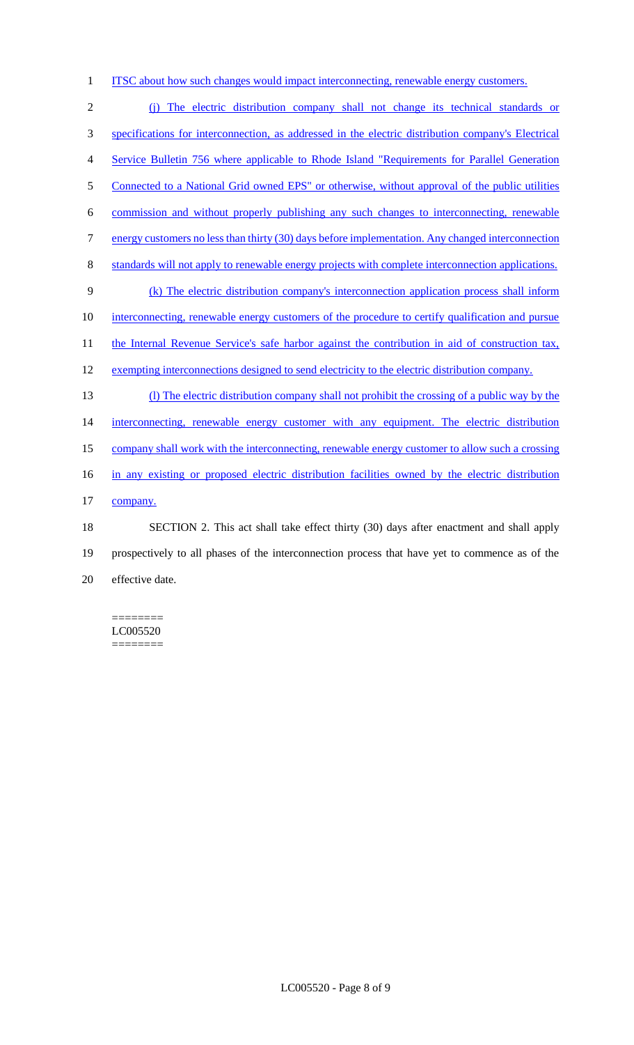ITSC about how such changes would impact interconnecting, renewable energy customers.

(j) The electric distribution company shall not change its technical standards or specifications for interconnection, as addressed in the electric distribution company's Electrical Service Bulletin 756 where applicable to Rhode Island "Requirements for Parallel Generation Connected to a National Grid owned EPS" or otherwise, without approval of the public utilities commission and without properly publishing any such changes to interconnecting, renewable energy customers no less than thirty (30) days before implementation. Any changed interconnection standards will not apply to renewable energy projects with complete interconnection applications.

(k) The electric distribution company's interconnection application process shall inform interconnecting, renewable energy customers of the procedure to certify qualification and pursue the Internal Revenue Service's safe harbor against the contribution in aid of construction tax, exempting interconnections designed to send electricity to the electric distribution company.

(l) The electric distribution company shall not prohibit the crossing of a public way by the interconnecting, renewable energy customer with any equipment. The electric distribution company shall work with the interconnecting, renewable energy customer to allow such a crossing in any existing or proposed electric distribution facilities owned by the electric distribution company.

SECTION 2. This act shall take effect thirty (30) days after enactment and shall apply prospectively to all phases of the interconnection process that have yet to commence as of the effective date.

========
LC005520
========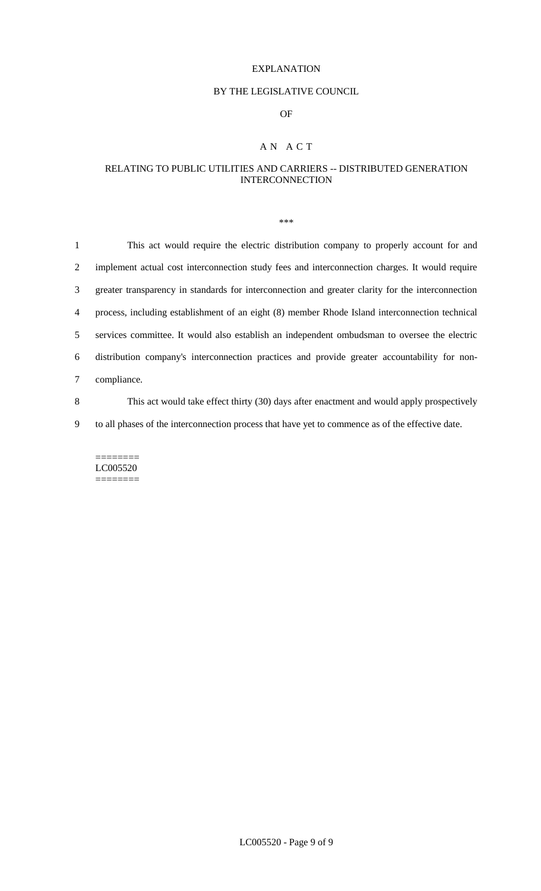EXPLANATION

BY THE LEGISLATIVE COUNCIL

OF

A N A C T

RELATING TO PUBLIC UTILITIES AND CARRIERS -- DISTRIBUTED GENERATION INTERCONNECTION

\*\*\*

1 This act would require the electric distribution company to properly account for and
2 implement actual cost interconnection study fees and interconnection charges. It would require
3 greater transparency in standards for interconnection and greater clarity for the interconnection
4 process, including establishment of an eight (8) member Rhode Island interconnection technical
5 services committee. It would also establish an independent ombudsman to oversee the electric
6 distribution company's interconnection practices and provide greater accountability for non-
7 compliance.

8 This act would take effect thirty (30) days after enactment and would apply prospectively
9 to all phases of the interconnection process that have yet to commence as of the effective date.

========
LC005520
========